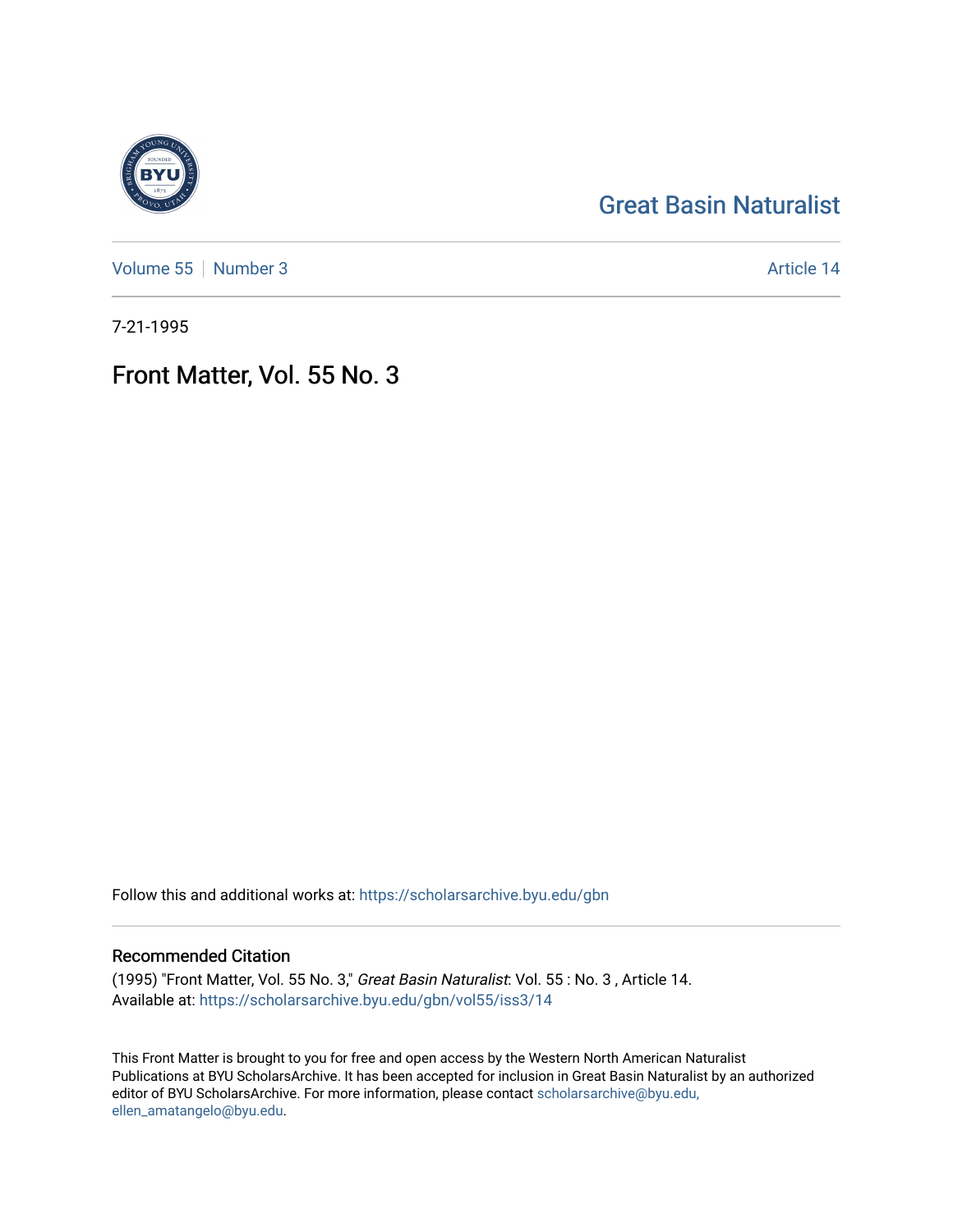Great Basin Naturalist

Volume 55 | Number 3

Article 14

7-21-1995

# Front Matter, Vol. 55 No. 3

Follow this and additional works at: https://scholarsarchive.byu.edu/gbn

## Recommended Citation

(1995) "Front Matter, Vol. 55 No. 3," *Great Basin Naturalist*: Vol. 55 : No. 3 , Article 14.
Available at: https://scholarsarchive.byu.edu/gbn/vol55/iss3/14

This Front Matter is brought to you for free and open access by the Western North American Naturalist Publications at BYU ScholarsArchive. It has been accepted for inclusion in Great Basin Naturalist by an authorized editor of BYU ScholarsArchive. For more information, please contact scholarsarchive@byu.edu, ellen_amatangelo@byu.edu.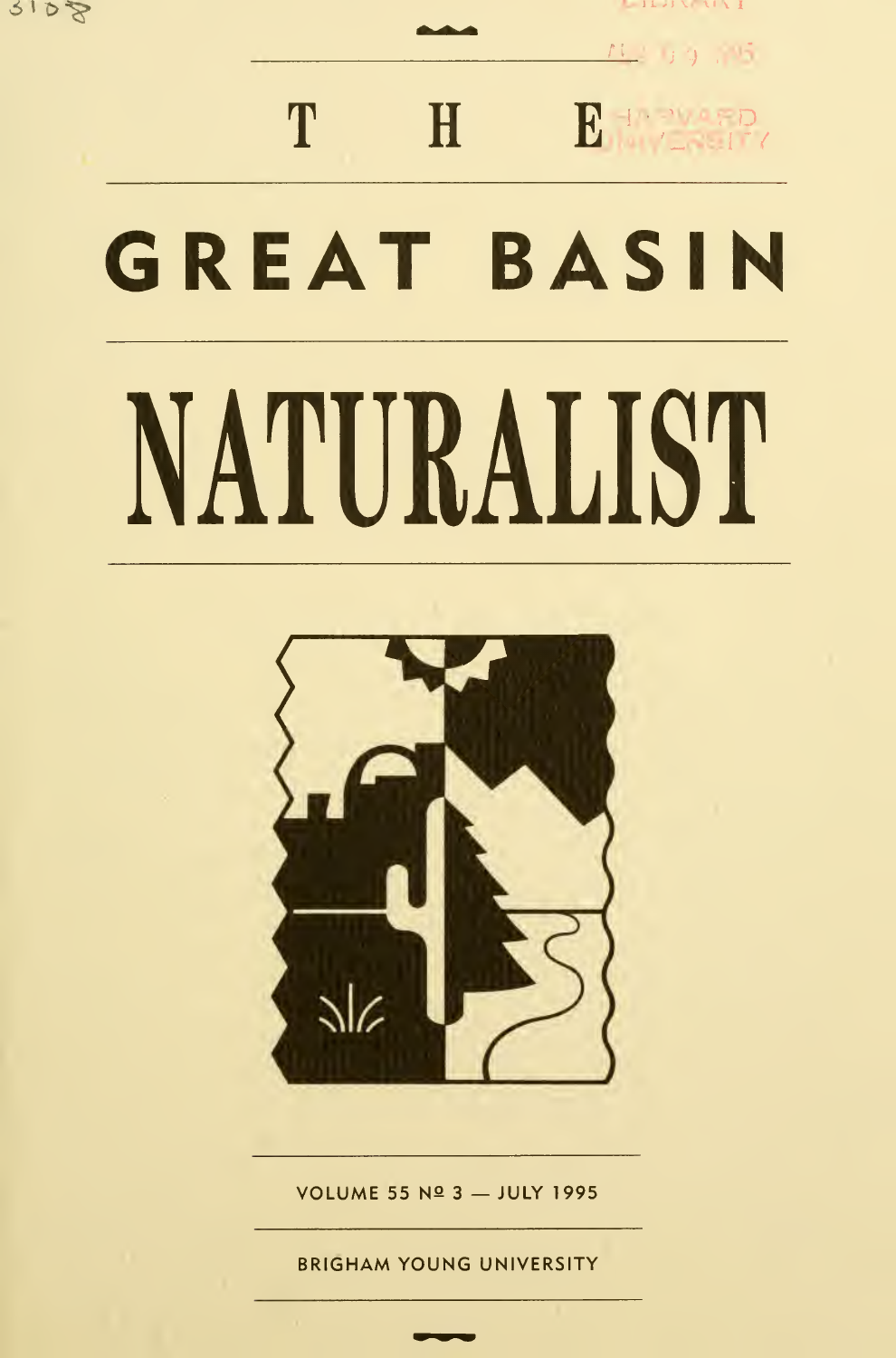# THE GREAT BASIN NATURALIST

VOLUME 55 № 3 — JULY 1995

BRIGHAM YOUNG UNIVERSITY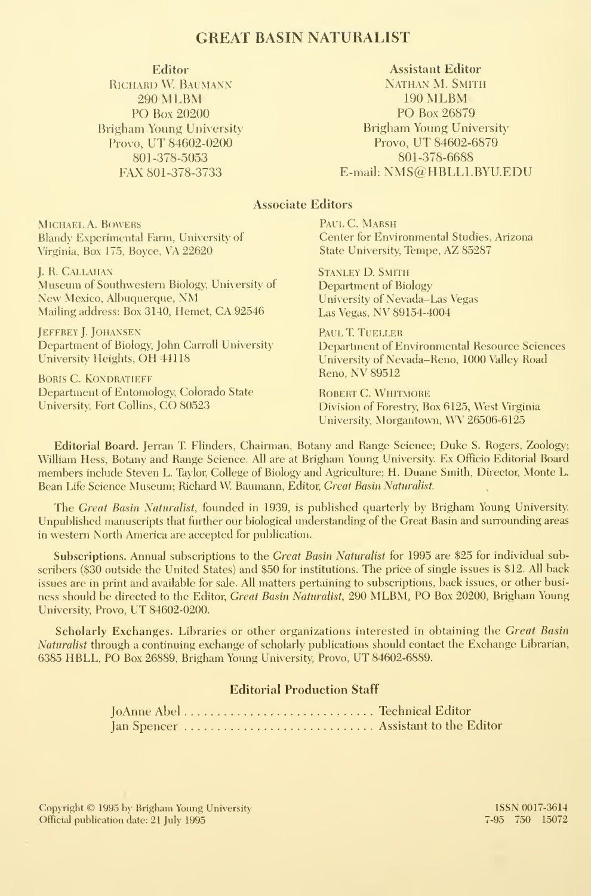# GREAT BASIN NATURALIST

**Editor**
Richard W. Baumann
290 MLBM
PO Box 20200
Brigham Young University
Provo, UT 84602-0200
801-378-5053
FAX 801-378-3733

**Assistant Editor**
Nathan M. Smith
190 MLBM
PO Box 26879
Brigham Young University
Provo, UT 84602-6879
801-378-6688
E-mail: NMS@HBLL1.BYU.EDU

## Associate Editors

Michael A. Bowers
Blandy Experimental Farm, University of Virginia, Box 175, Boyce, VA 22620

J. R. Callahan
Museum of Southwestern Biology, University of New Mexico, Albuquerque, NM
Mailing address: Box 3140, Hemet, CA 92546

Jeffrey J. Johansen
Department of Biology, John Carroll University
University Heights, OH 44118

Boris C. Kondratieff
Department of Entomology, Colorado State University, Fort Collins, CO 80523

Paul C. Marsh
Center for Environmental Studies, Arizona State University, Tempe, AZ 85287

Stanley D. Smith
Department of Biology
University of Nevada–Las Vegas
Las Vegas, NV 89154-4004

Paul T. Tueller
Department of Environmental Resource Sciences
University of Nevada–Reno, 1000 Valley Road
Reno, NV 89512

Robert C. Whitmore
Division of Forestry, Box 6125, West Virginia University, Morgantown, WV 26506-6125

**Editorial Board.** Jerran T. Flinders, Chairman, Botany and Range Science; Duke S. Rogers, Zoology; William Hess, Botany and Range Science. All are at Brigham Young University. Ex Officio Editorial Board members include Steven L. Taylor, College of Biology and Agriculture; H. Duane Smith, Director, Monte L. Bean Life Science Museum; Richard W. Baumann, Editor, *Great Basin Naturalist*.

The *Great Basin Naturalist*, founded in 1939, is published quarterly by Brigham Young University. Unpublished manuscripts that further our biological understanding of the Great Basin and surrounding areas in western North America are accepted for publication.

**Subscriptions.** Annual subscriptions to the *Great Basin Naturalist* for 1995 are $25 for individual subscribers ($30 outside the United States) and $50 for institutions. The price of single issues is $12. All back issues are in print and available for sale. All matters pertaining to subscriptions, back issues, or other business should be directed to the Editor, *Great Basin Naturalist*, 290 MLBM, PO Box 20200, Brigham Young University, Provo, UT 84602-0200.

**Scholarly Exchanges.** Libraries or other organizations interested in obtaining the *Great Basin Naturalist* through a continuing exchange of scholarly publications should contact the Exchange Librarian, 6385 HBLL, PO Box 26889, Brigham Young University, Provo, UT 84602-6889.

## Editorial Production Staff

JoAnne Abel .............................. Technical Editor
Jan Spencer .............................. Assistant to the Editor

Copyright © 1995 by Brigham Young University
Official publication date: 21 July 1995

ISSN 0017-3614
7-95 750 15072